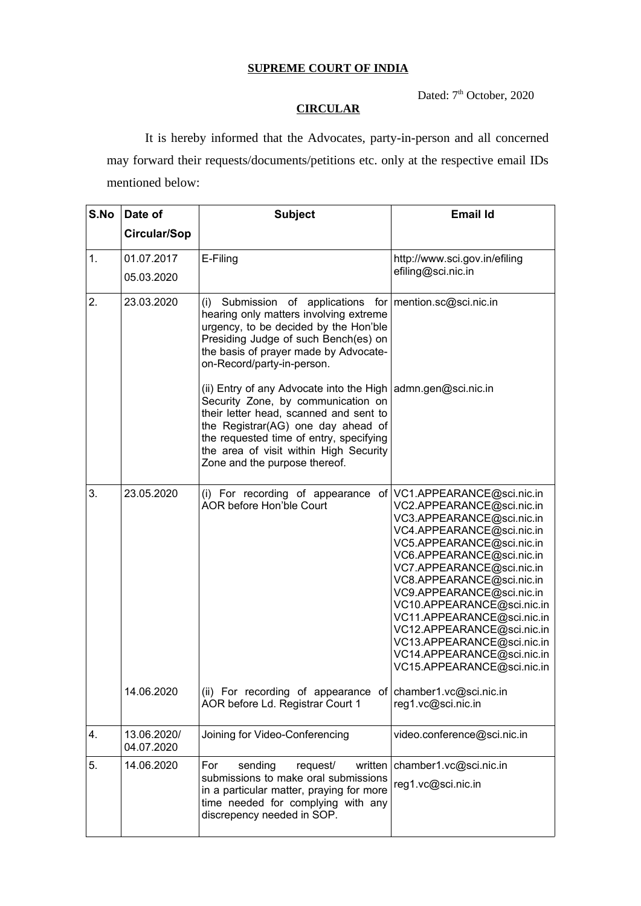**SUPREME COURT OF INDIA**

Dated: 7[th] October, 2020

**CIRCULAR**

It is hereby informed that the Advocates, party-in-person and all concerned may forward their requests/documents/petitions etc. only at the respective email IDs mentioned below:

| S.No | Date of Circular/Sop | Subject | Email Id |
|---|---|---|---|
| 1. | 01.07.2017<br>05.03.2020 | E-Filing | http://www.sci.gov.in/efiling<br>efiling@sci.nic.in |
| 2. | 23.03.2020 | (i) Submission of applications for hearing only matters involving extreme urgency, to be decided by the Hon'ble Presiding Judge of such Bench(es) on the basis of prayer made by Advocate-on-Record/party-in-person. | mention.sc@sci.nic.in |
| | | (ii) Entry of any Advocate into the High Security Zone, by communication on their letter head, scanned and sent to the Registrar(AG) one day ahead of the requested time of entry, specifying the area of visit within High Security Zone and the purpose thereof. | admn.gen@sci.nic.in |
| 3. | 23.05.2020 | (i) For recording of appearance of AOR before Hon'ble Court | VC1.APPEARANCE@sci.nic.in<br>VC2.APPEARANCE@sci.nic.in<br>VC3.APPEARANCE@sci.nic.in<br>VC4.APPEARANCE@sci.nic.in<br>VC5.APPEARANCE@sci.nic.in<br>VC6.APPEARANCE@sci.nic.in<br>VC7.APPEARANCE@sci.nic.in<br>VC8.APPEARANCE@sci.nic.in<br>VC9.APPEARANCE@sci.nic.in<br>VC10.APPEARANCE@sci.nic.in<br>VC11.APPEARANCE@sci.nic.in<br>VC12.APPEARANCE@sci.nic.in<br>VC13.APPEARANCE@sci.nic.in<br>VC14.APPEARANCE@sci.nic.in<br>VC15.APPEARANCE@sci.nic.in |
| | 14.06.2020 | (ii) For recording of appearance of AOR before Ld. Registrar Court 1 | chamber1.vc@sci.nic.in<br>reg1.vc@sci.nic.in |
| 4. | 13.06.2020/<br>04.07.2020 | Joining for Video-Conferencing | video.conference@sci.nic.in |
| 5. | 14.06.2020 | For sending request/ written submissions to make oral submissions in a particular matter, praying for more time needed for complying with any discrepency needed in SOP. | chamber1.vc@sci.nic.in<br>reg1.vc@sci.nic.in |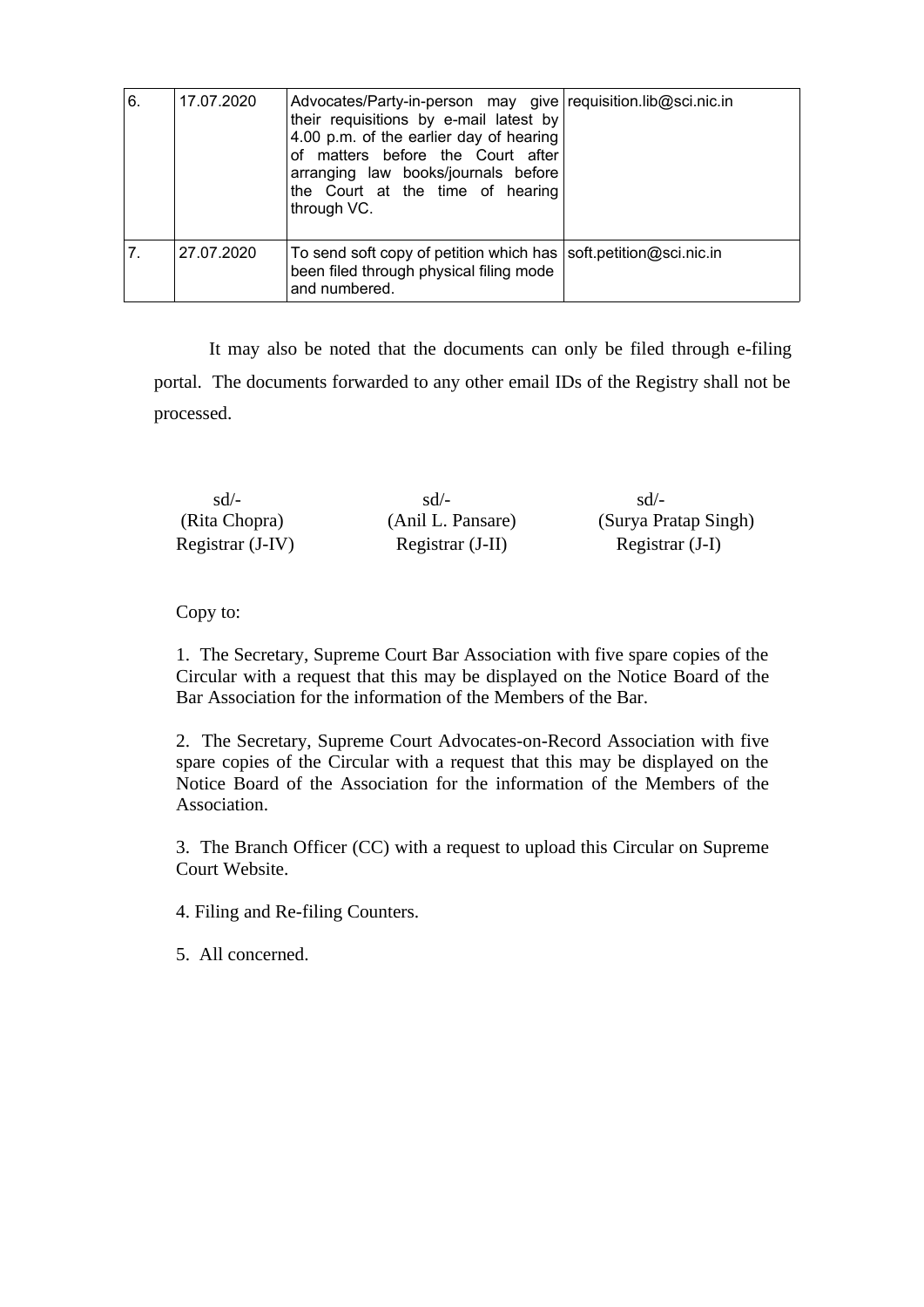| | | | |
|---|---|---|---|
| 6. | 17.07.2020 | Advocates/Party-in-person may give their requisitions by e-mail latest by 4.00 p.m. of the earlier day of hearing of matters before the Court after arranging law books/journals before the Court at the time of hearing through VC. | requisition.lib@sci.nic.in |
| 7. | 27.07.2020 | To send soft copy of petition which has been filed through physical filing mode and numbered. | soft.petition@sci.nic.in |

It may also be noted that the documents can only be filed through e-filing portal. The documents forwarded to any other email IDs of the Registry shall not be processed.

| | | |
|---|---|---|
| sd/- | sd/- | sd/- |
| (Rita Chopra) | (Anil L. Pansare) | (Surya Pratap Singh) |
| Registrar (J-IV) | Registrar (J-II) | Registrar (J-I) |

Copy to:

1. The Secretary, Supreme Court Bar Association with five spare copies of the Circular with a request that this may be displayed on the Notice Board of the Bar Association for the information of the Members of the Bar.

2. The Secretary, Supreme Court Advocates-on-Record Association with five spare copies of the Circular with a request that this may be displayed on the Notice Board of the Association for the information of the Members of the Association.

3. The Branch Officer (CC) with a request to upload this Circular on Supreme Court Website.

4. Filing and Re-filing Counters.

5. All concerned.